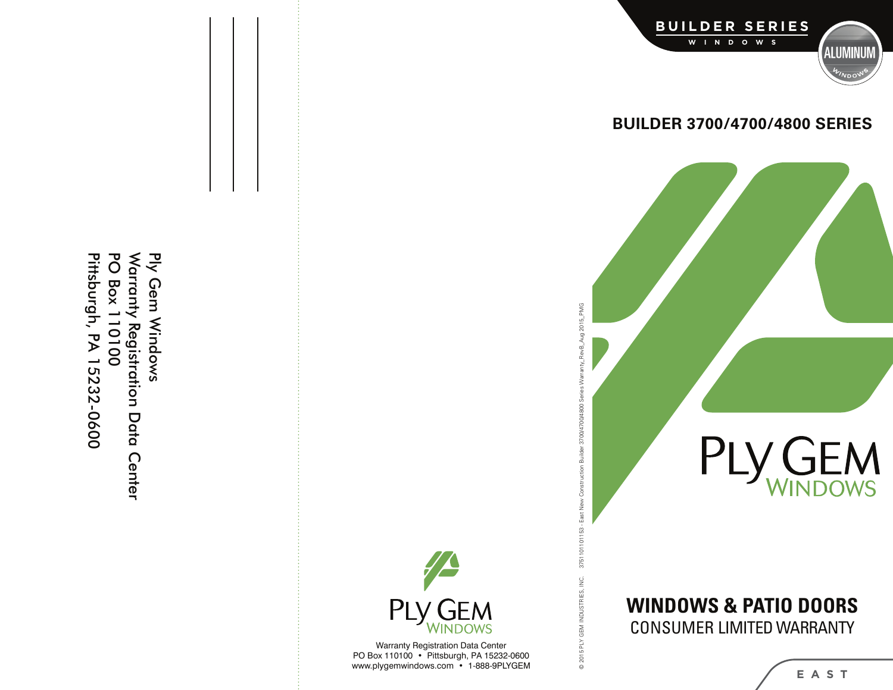Ply Gem Windows
Warranty Registration Data Center
PO Box 110100
Pittsburgh, PA 15232-0600

PLY GEM
WINDOWS

Warranty Registration Data Center
PO Box 110100 • Pittsburgh, PA 15232-0600
www.plygemwindows.com • 1-888-9PLYGEM

© 2015 PLY GEM INDUSTRIES, INC. 3751101101153 - East New Construction Builder 3700/4700/4800 Series Warranty_RevB_Aug 2015_PMG

BUILDER SERIES
WINDOWS

ALUMINUM
WINDOWS

## BUILDER 3700/4700/4800 SERIES

PLY GEM
WINDOWS

# WINDOWS & PATIO DOORS
## CONSUMER LIMITED WARRANTY

EAST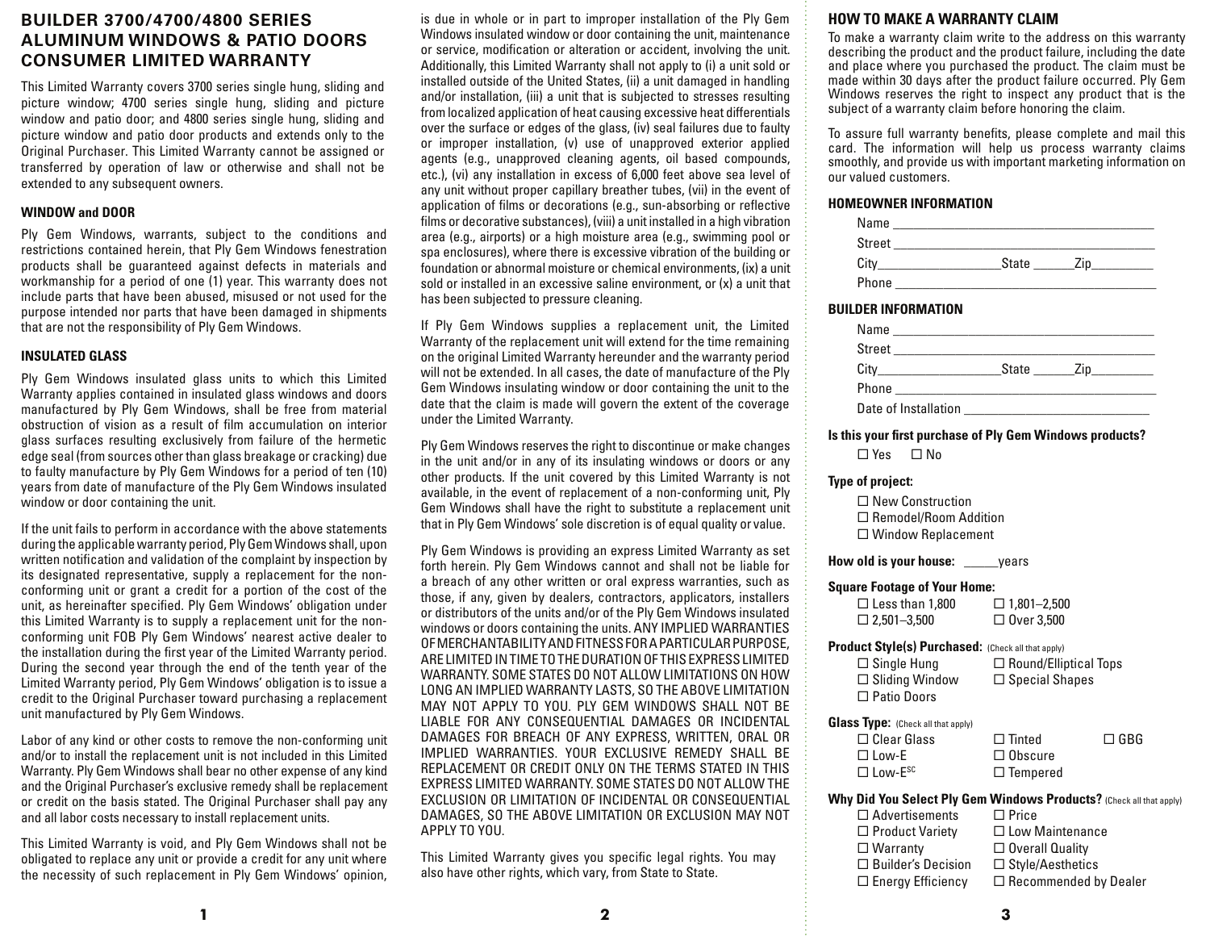# BUILDER 3700/4700/4800 SERIES ALUMINUM WINDOWS & PATIO DOORS CONSUMER LIMITED WARRANTY

This Limited Warranty covers 3700 series single hung, sliding and picture window; 4700 series single hung, sliding and picture window and patio door; and 4800 series single hung, sliding and picture window and patio door products and extends only to the Original Purchaser. This Limited Warranty cannot be assigned or transferred by operation of law or otherwise and shall not be extended to any subsequent owners.

**WINDOW and DOOR**

Ply Gem Windows, warrants, subject to the conditions and restrictions contained herein, that Ply Gem Windows fenestration products shall be guaranteed against defects in materials and workmanship for a period of one (1) year. This warranty does not include parts that have been abused, misused or not used for the purpose intended nor parts that have been damaged in shipments that are not the responsibility of Ply Gem Windows.

**INSULATED GLASS**

Ply Gem Windows insulated glass units to which this Limited Warranty applies contained in insulated glass windows and doors manufactured by Ply Gem Windows, shall be free from material obstruction of vision as a result of film accumulation on interior glass surfaces resulting exclusively from failure of the hermetic edge seal (from sources other than glass breakage or cracking) due to faulty manufacture by Ply Gem Windows for a period of ten (10) years from date of manufacture of the Ply Gem Windows insulated window or door containing the unit.

If the unit fails to perform in accordance with the above statements during the applicable warranty period, Ply Gem Windows shall, upon written notification and validation of the complaint by inspection by its designated representative, supply a replacement for the non-conforming unit or grant a credit for a portion of the cost of the unit, as hereinafter specified. Ply Gem Windows' obligation under this Limited Warranty is to supply a replacement unit for the non-conforming unit FOB Ply Gem Windows' nearest active dealer to the installation during the first year of the Limited Warranty period. During the second year through the end of the tenth year of the Limited Warranty period, Ply Gem Windows' obligation is to issue a credit to the Original Purchaser toward purchasing a replacement unit manufactured by Ply Gem Windows.

Labor of any kind or other costs to remove the non-conforming unit and/or to install the replacement unit is not included in this Limited Warranty. Ply Gem Windows shall bear no other expense of any kind and the Original Purchaser's exclusive remedy shall be replacement or credit on the basis stated. The Original Purchaser shall pay any and all labor costs necessary to install replacement units.

This Limited Warranty is void, and Ply Gem Windows shall not be obligated to replace any unit or provide a credit for any unit where the necessity of such replacement in Ply Gem Windows' opinion, is due in whole or in part to improper installation of the Ply Gem Windows insulated window or door containing the unit, maintenance or service, modification or alteration or accident, involving the unit. Additionally, this Limited Warranty shall not apply to (i) a unit sold or installed outside of the United States, (ii) a unit damaged in handling and/or installation, (iii) a unit that is subjected to stresses resulting from localized application of heat causing excessive heat differentials over the surface or edges of the glass, (iv) seal failures due to faulty or improper installation, (v) use of unapproved exterior applied agents (e.g., unapproved cleaning agents, oil based compounds, etc.), (vi) any installation in excess of 6,000 feet above sea level of any unit without proper capillary breather tubes, (vii) in the event of application of films or decorations (e.g., sun-absorbing or reflective films or decorative substances), (viii) a unit installed in a high vibration area (e.g., airports) or a high moisture area (e.g., swimming pool or spa enclosures), where there is excessive vibration of the building or foundation or abnormal moisture or chemical environments, (ix) a unit sold or installed in an excessive saline environment, or (x) a unit that has been subjected to pressure cleaning.

If Ply Gem Windows supplies a replacement unit, the Limited Warranty of the replacement unit will extend for the time remaining on the original Limited Warranty hereunder and the warranty period will not be extended. In all cases, the date of manufacture of the Ply Gem Windows insulating window or door containing the unit to the date that the claim is made will govern the extent of the coverage under the Limited Warranty.

Ply Gem Windows reserves the right to discontinue or make changes in the unit and/or in any of its insulating windows or doors or any other products. If the unit covered by this Limited Warranty is not available, in the event of replacement of a non-conforming unit, Ply Gem Windows shall have the right to substitute a replacement unit that in Ply Gem Windows' sole discretion is of equal quality or value.

Ply Gem Windows is providing an express Limited Warranty as set forth herein. Ply Gem Windows cannot and shall not be liable for a breach of any other written or oral express warranties, such as those, if any, given by dealers, contractors, applicators, installers or distributors of the units and/or of the Ply Gem Windows insulated windows or doors containing the units. ANY IMPLIED WARRANTIES OF MERCHANTABILITY AND FITNESS FOR A PARTICULAR PURPOSE, ARE LIMITED IN TIME TO THE DURATION OF THIS EXPRESS LIMITED WARRANTY. SOME STATES DO NOT ALLOW LIMITATIONS ON HOW LONG AN IMPLIED WARRANTY LASTS, SO THE ABOVE LIMITATION MAY NOT APPLY TO YOU. PLY GEM WINDOWS SHALL NOT BE LIABLE FOR ANY CONSEQUENTIAL DAMAGES OR INCIDENTAL DAMAGES FOR BREACH OF ANY EXPRESS, WRITTEN, ORAL OR IMPLIED WARRANTIES. YOUR EXCLUSIVE REMEDY SHALL BE REPLACEMENT OR CREDIT ONLY ON THE TERMS STATED IN THIS EXPRESS LIMITED WARRANTY. SOME STATES DO NOT ALLOW THE EXCLUSION OR LIMITATION OF INCIDENTAL OR CONSEQUENTIAL DAMAGES, SO THE ABOVE LIMITATION OR EXCLUSION MAY NOT APPLY TO YOU.

This Limited Warranty gives you specific legal rights. You may also have other rights, which vary, from State to State.

## HOW TO MAKE A WARRANTY CLAIM

To make a warranty claim write to the address on this warranty describing the product and the product failure, including the date and place where you purchased the product. The claim must be made within 30 days after the product failure occurred. Ply Gem Windows reserves the right to inspect any product that is the subject of a warranty claim before honoring the claim.

To assure full warranty benefits, please complete and mail this card. The information will help us process warranty claims smoothly, and provide us with important marketing information on our valued customers.

**HOMEOWNER INFORMATION**

Name ______________________________

Street ______________________________

City______________ State ______ Zip_________

Phone ______________________________

**BUILDER INFORMATION**

Name ______________________________

Street ______________________________

City______________ State ______ Zip_________

Phone ______________________________

Date of Installation ______________________

**Is this your first purchase of Ply Gem Windows products?**

☐ Yes ☐ No

**Type of project:**

☐ New Construction
☐ Remodel/Room Addition
☐ Window Replacement

**How old is your house:** _____years

**Square Footage of Your Home:**

☐ Less than 1,800 ☐ 1,801–2,500
☐ 2,501–3,500 ☐ Over 3,500

**Product Style(s) Purchased:** (Check all that apply)

☐ Single Hung ☐ Round/Elliptical Tops
☐ Sliding Window ☐ Special Shapes
☐ Patio Doors

**Glass Type:** (Check all that apply)

☐ Clear Glass ☐ Tinted ☐ GBG
☐ Low-E ☐ Obscure
☐ Low-E$^{SC}$ ☐ Tempered

**Why Did You Select Ply Gem Windows Products?** (Check all that apply)

☐ Advertisements ☐ Price
☐ Product Variety ☐ Low Maintenance
☐ Warranty ☐ Overall Quality
☐ Builder's Decision ☐ Style/Aesthetics
☐ Energy Efficiency ☐ Recommended by Dealer